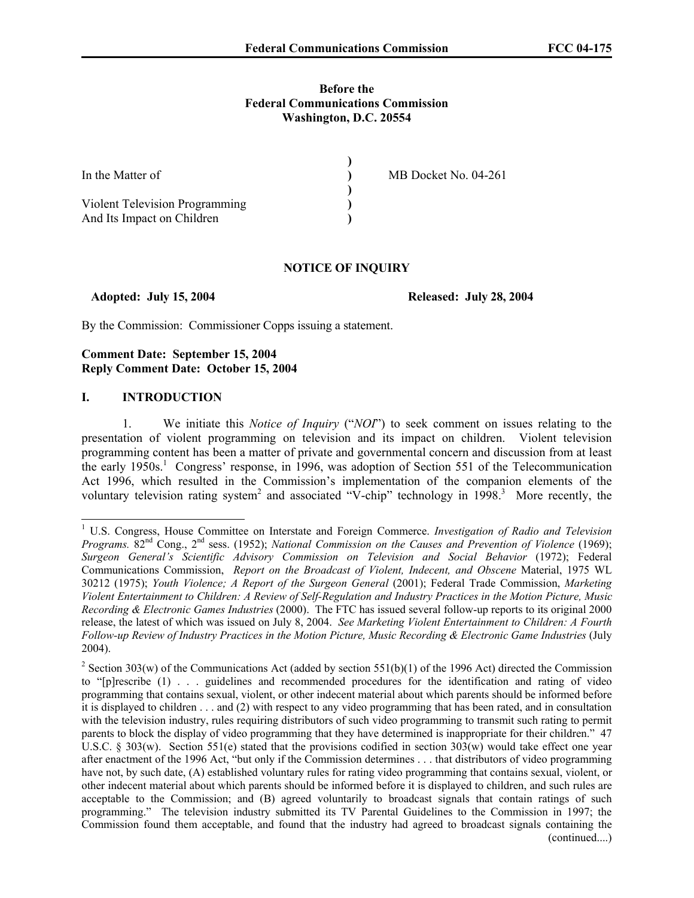**Before the**
**Federal Communications Commission**
**Washington, D.C. 20554**

| | | |
|---|---|---|
| In the Matter of | ) | MB Docket No. 04-261 |
| | ) | |
| Violent Television Programming And Its Impact on Children | ) | |

**NOTICE OF INQUIRY**

**Adopted: July 15, 2004** **Released: July 28, 2004**

By the Commission: Commissioner Copps issuing a statement.

**Comment Date: September 15, 2004**
**Reply Comment Date: October 15, 2004**

## I. INTRODUCTION

1. We initiate this *Notice of Inquiry* ("*NOI*") to seek comment on issues relating to the presentation of violent programming on television and its impact on children. Violent television programming content has been a matter of private and governmental concern and discussion from at least the early 1950s.[1] Congress' response, in 1996, was adoption of Section 551 of the Telecommunication Act 1996, which resulted in the Commission's implementation of the companion elements of the voluntary television rating system[2] and associated "V-chip" technology in 1998.[3] More recently, the

---

[1] U.S. Congress, House Committee on Interstate and Foreign Commerce. *Investigation of Radio and Television Programs.* 82nd Cong., 2nd sess. (1952); *National Commission on the Causes and Prevention of Violence* (1969); *Surgeon General's Scientific Advisory Commission on Television and Social Behavior* (1972); Federal Communications Commission, *Report on the Broadcast of Violent, Indecent, and Obscene* Material, 1975 WL 30212 (1975); *Youth Violence; A Report of the Surgeon General* (2001); Federal Trade Commission, *Marketing Violent Entertainment to Children: A Review of Self-Regulation and Industry Practices in the Motion Picture, Music Recording & Electronic Games Industries* (2000). The FTC has issued several follow-up reports to its original 2000 release, the latest of which was issued on July 8, 2004. *See Marketing Violent Entertainment to Children: A Fourth Follow-up Review of Industry Practices in the Motion Picture, Music Recording & Electronic Game Industries* (July 2004).

[2] Section 303(w) of the Communications Act (added by section 551(b)(1) of the 1996 Act) directed the Commission to "[p]rescribe (1) . . . guidelines and recommended procedures for the identification and rating of video programming that contains sexual, violent, or other indecent material about which parents should be informed before it is displayed to children . . . and (2) with respect to any video programming that has been rated, and in consultation with the television industry, rules requiring distributors of such video programming to transmit such rating to permit parents to block the display of video programming that they have determined is inappropriate for their children." 47 U.S.C. § 303(w). Section 551(e) stated that the provisions codified in section 303(w) would take effect one year after enactment of the 1996 Act, "but only if the Commission determines . . . that distributors of video programming have not, by such date, (A) established voluntary rules for rating video programming that contains sexual, violent, or other indecent material about which parents should be informed before it is displayed to children, and such rules are acceptable to the Commission; and (B) agreed voluntarily to broadcast signals that contain ratings of such programming." The television industry submitted its TV Parental Guidelines to the Commission in 1997; the Commission found them acceptable, and found that the industry had agreed to broadcast signals containing the (continued....)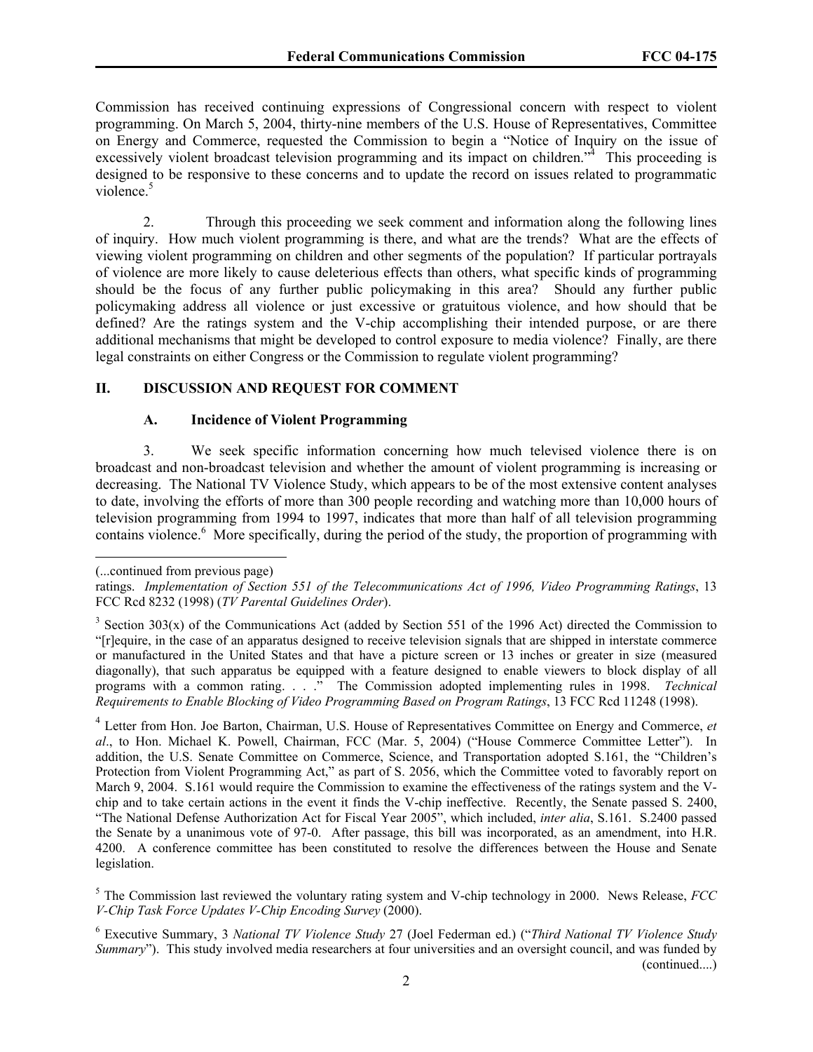Commission has received continuing expressions of Congressional concern with respect to violent programming. On March 5, 2004, thirty-nine members of the U.S. House of Representatives, Committee on Energy and Commerce, requested the Commission to begin a "Notice of Inquiry on the issue of excessively violent broadcast television programming and its impact on children."[4] This proceeding is designed to be responsive to these concerns and to update the record on issues related to programmatic violence.[5]

2. Through this proceeding we seek comment and information along the following lines of inquiry. How much violent programming is there, and what are the trends? What are the effects of viewing violent programming on children and other segments of the population? If particular portrayals of violence are more likely to cause deleterious effects than others, what specific kinds of programming should be the focus of any further public policymaking in this area? Should any further public policymaking address all violence or just excessive or gratuitous violence, and how should that be defined? Are the ratings system and the V-chip accomplishing their intended purpose, or are there additional mechanisms that might be developed to control exposure to media violence? Finally, are there legal constraints on either Congress or the Commission to regulate violent programming?

## II. DISCUSSION AND REQUEST FOR COMMENT

### A. Incidence of Violent Programming

3. We seek specific information concerning how much televised violence there is on broadcast and non-broadcast television and whether the amount of violent programming is increasing or decreasing. The National TV Violence Study, which appears to be of the most extensive content analyses to date, involving the efforts of more than 300 people recording and watching more than 10,000 hours of television programming from 1994 to 1997, indicates that more than half of all television programming contains violence.[6] More specifically, during the period of the study, the proportion of programming with

---

(...continued from previous page)
ratings. *Implementation of Section 551 of the Telecommunications Act of 1996, Video Programming Ratings*, 13 FCC Rcd 8232 (1998) (*TV Parental Guidelines Order*).

[3] Section 303(x) of the Communications Act (added by Section 551 of the 1996 Act) directed the Commission to "[r]equire, in the case of an apparatus designed to receive television signals that are shipped in interstate commerce or manufactured in the United States and that have a picture screen or 13 inches or greater in size (measured diagonally), that such apparatus be equipped with a feature designed to enable viewers to block display of all programs with a common rating. . . ." The Commission adopted implementing rules in 1998. *Technical Requirements to Enable Blocking of Video Programming Based on Program Ratings*, 13 FCC Rcd 11248 (1998).

[4] Letter from Hon. Joe Barton, Chairman, U.S. House of Representatives Committee on Energy and Commerce, *et al*., to Hon. Michael K. Powell, Chairman, FCC (Mar. 5, 2004) ("House Commerce Committee Letter"). In addition, the U.S. Senate Committee on Commerce, Science, and Transportation adopted S.161, the "Children's Protection from Violent Programming Act," as part of S. 2056, which the Committee voted to favorably report on March 9, 2004. S.161 would require the Commission to examine the effectiveness of the ratings system and the V-chip and to take certain actions in the event it finds the V-chip ineffective. Recently, the Senate passed S. 2400, "The National Defense Authorization Act for Fiscal Year 2005", which included, *inter alia*, S.161. S.2400 passed the Senate by a unanimous vote of 97-0. After passage, this bill was incorporated, as an amendment, into H.R. 4200. A conference committee has been constituted to resolve the differences between the House and Senate legislation.

[5] The Commission last reviewed the voluntary rating system and V-chip technology in 2000. News Release, *FCC V-Chip Task Force Updates V-Chip Encoding Survey* (2000).

[6] Executive Summary, 3 *National TV Violence Study* 27 (Joel Federman ed.) ("*Third National TV Violence Study Summary*"). This study involved media researchers at four universities and an oversight council, and was funded by (continued....)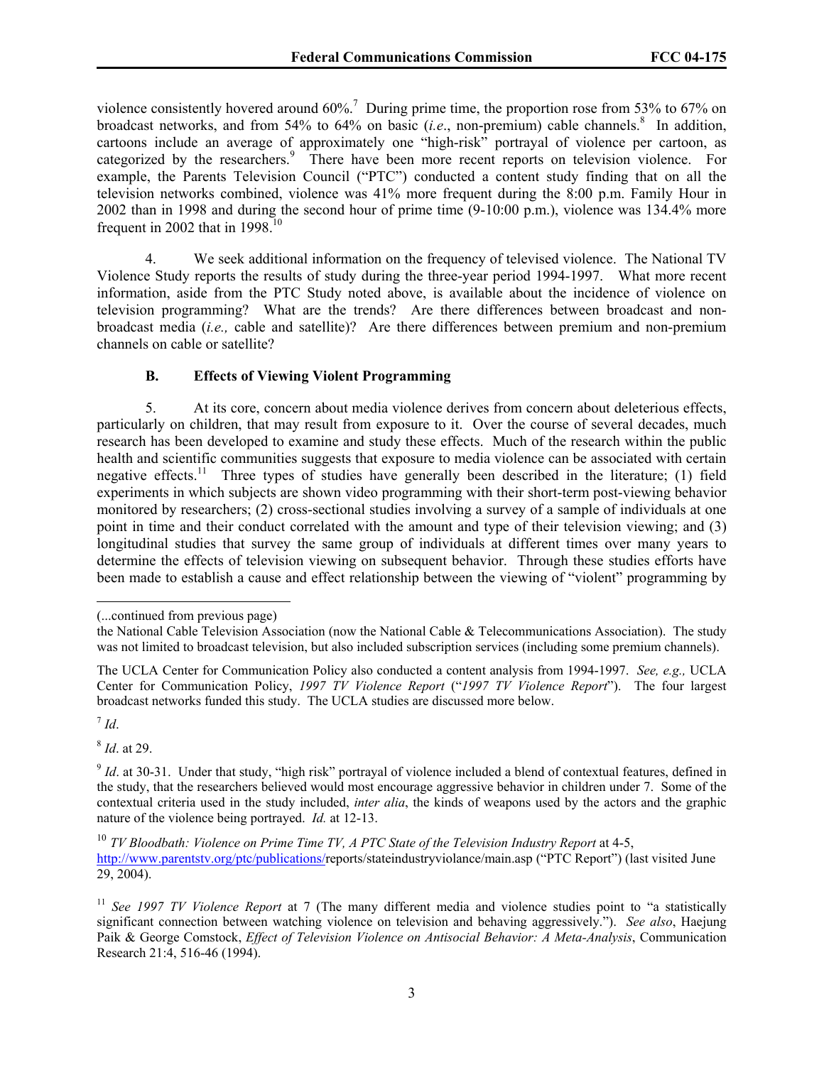violence consistently hovered around 60%.[7] During prime time, the proportion rose from 53% to 67% on broadcast networks, and from 54% to 64% on basic (*i.e*., non-premium) cable channels.[8] In addition, cartoons include an average of approximately one "high-risk" portrayal of violence per cartoon, as categorized by the researchers.[9] There have been more recent reports on television violence. For example, the Parents Television Council ("PTC") conducted a content study finding that on all the television networks combined, violence was 41% more frequent during the 8:00 p.m. Family Hour in 2002 than in 1998 and during the second hour of prime time (9-10:00 p.m.), violence was 134.4% more frequent in 2002 that in 1998.[10]

4. We seek additional information on the frequency of televised violence. The National TV Violence Study reports the results of study during the three-year period 1994-1997. What more recent information, aside from the PTC Study noted above, is available about the incidence of violence on television programming? What are the trends? Are there differences between broadcast and non-broadcast media (*i.e.,* cable and satellite)? Are there differences between premium and non-premium channels on cable or satellite?

### B. Effects of Viewing Violent Programming

5. At its core, concern about media violence derives from concern about deleterious effects, particularly on children, that may result from exposure to it. Over the course of several decades, much research has been developed to examine and study these effects. Much of the research within the public health and scientific communities suggests that exposure to media violence can be associated with certain negative effects.[11] Three types of studies have generally been described in the literature; (1) field experiments in which subjects are shown video programming with their short-term post-viewing behavior monitored by researchers; (2) cross-sectional studies involving a survey of a sample of individuals at one point in time and their conduct correlated with the amount and type of their television viewing; and (3) longitudinal studies that survey the same group of individuals at different times over many years to determine the effects of television viewing on subsequent behavior. Through these studies efforts have been made to establish a cause and effect relationship between the viewing of "violent" programming by

---

(...continued from previous page)
the National Cable Television Association (now the National Cable & Telecommunications Association). The study was not limited to broadcast television, but also included subscription services (including some premium channels).

The UCLA Center for Communication Policy also conducted a content analysis from 1994-1997. *See, e.g.,* UCLA Center for Communication Policy, *1997 TV Violence Report* ("*1997 TV Violence Report*"). The four largest broadcast networks funded this study. The UCLA studies are discussed more below.

[7] *Id*.

[8] *Id*. at 29.

[9] *Id*. at 30-31. Under that study, "high risk" portrayal of violence included a blend of contextual features, defined in the study, that the researchers believed would most encourage aggressive behavior in children under 7. Some of the contextual criteria used in the study included, *inter alia*, the kinds of weapons used by the actors and the graphic nature of the violence being portrayed. *Id.* at 12-13.

[10] *TV Bloodbath: Violence on Prime Time TV, A PTC State of the Television Industry Report* at 4-5, http://www.parentstv.org/ptc/publications/reports/stateindustryviolance/main.asp ("PTC Report") (last visited June 29, 2004).

[11] *See 1997 TV Violence Report* at 7 (The many different media and violence studies point to "a statistically significant connection between watching violence on television and behaving aggressively."). *See also*, Haejung Paik & George Comstock, *Effect of Television Violence on Antisocial Behavior: A Meta-Analysis*, Communication Research 21:4, 516-46 (1994).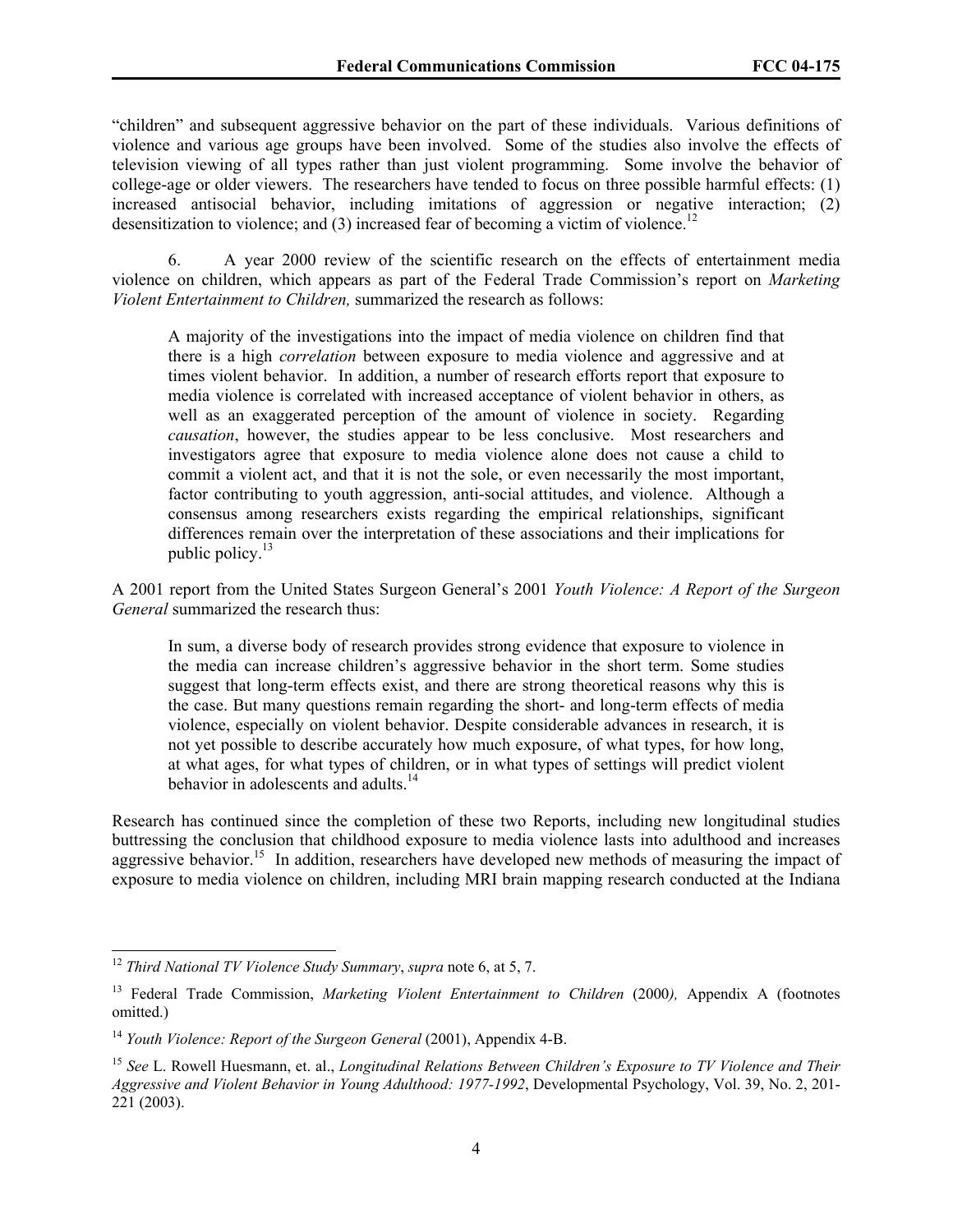"children" and subsequent aggressive behavior on the part of these individuals. Various definitions of violence and various age groups have been involved. Some of the studies also involve the effects of television viewing of all types rather than just violent programming. Some involve the behavior of college-age or older viewers. The researchers have tended to focus on three possible harmful effects: (1) increased antisocial behavior, including imitations of aggression or negative interaction; (2) desensitization to violence; and (3) increased fear of becoming a victim of violence.[12]

6. A year 2000 review of the scientific research on the effects of entertainment media violence on children, which appears as part of the Federal Trade Commission's report on *Marketing Violent Entertainment to Children,* summarized the research as follows:

> A majority of the investigations into the impact of media violence on children find that there is a high *correlation* between exposure to media violence and aggressive and at times violent behavior. In addition, a number of research efforts report that exposure to media violence is correlated with increased acceptance of violent behavior in others, as well as an exaggerated perception of the amount of violence in society. Regarding *causation*, however, the studies appear to be less conclusive. Most researchers and investigators agree that exposure to media violence alone does not cause a child to commit a violent act, and that it is not the sole, or even necessarily the most important, factor contributing to youth aggression, anti-social attitudes, and violence. Although a consensus among researchers exists regarding the empirical relationships, significant differences remain over the interpretation of these associations and their implications for public policy.[13]

A 2001 report from the United States Surgeon General's 2001 *Youth Violence: A Report of the Surgeon General* summarized the research thus:

> In sum, a diverse body of research provides strong evidence that exposure to violence in the media can increase children's aggressive behavior in the short term. Some studies suggest that long-term effects exist, and there are strong theoretical reasons why this is the case. But many questions remain regarding the short- and long-term effects of media violence, especially on violent behavior. Despite considerable advances in research, it is not yet possible to describe accurately how much exposure, of what types, for how long, at what ages, for what types of children, or in what types of settings will predict violent behavior in adolescents and adults.[14]

Research has continued since the completion of these two Reports, including new longitudinal studies buttressing the conclusion that childhood exposure to media violence lasts into adulthood and increases aggressive behavior.[15] In addition, researchers have developed new methods of measuring the impact of exposure to media violence on children, including MRI brain mapping research conducted at the Indiana

---

[12] *Third National TV Violence Study Summary*, *supra* note 6, at 5, 7.

[13] Federal Trade Commission, *Marketing Violent Entertainment to Children* (2000*),* Appendix A (footnotes omitted.)

[14] *Youth Violence: Report of the Surgeon General* (2001), Appendix 4-B.

[15] *See* L. Rowell Huesmann, et. al., *Longitudinal Relations Between Children's Exposure to TV Violence and Their Aggressive and Violent Behavior in Young Adulthood: 1977-1992*, Developmental Psychology, Vol. 39, No. 2, 201-221 (2003).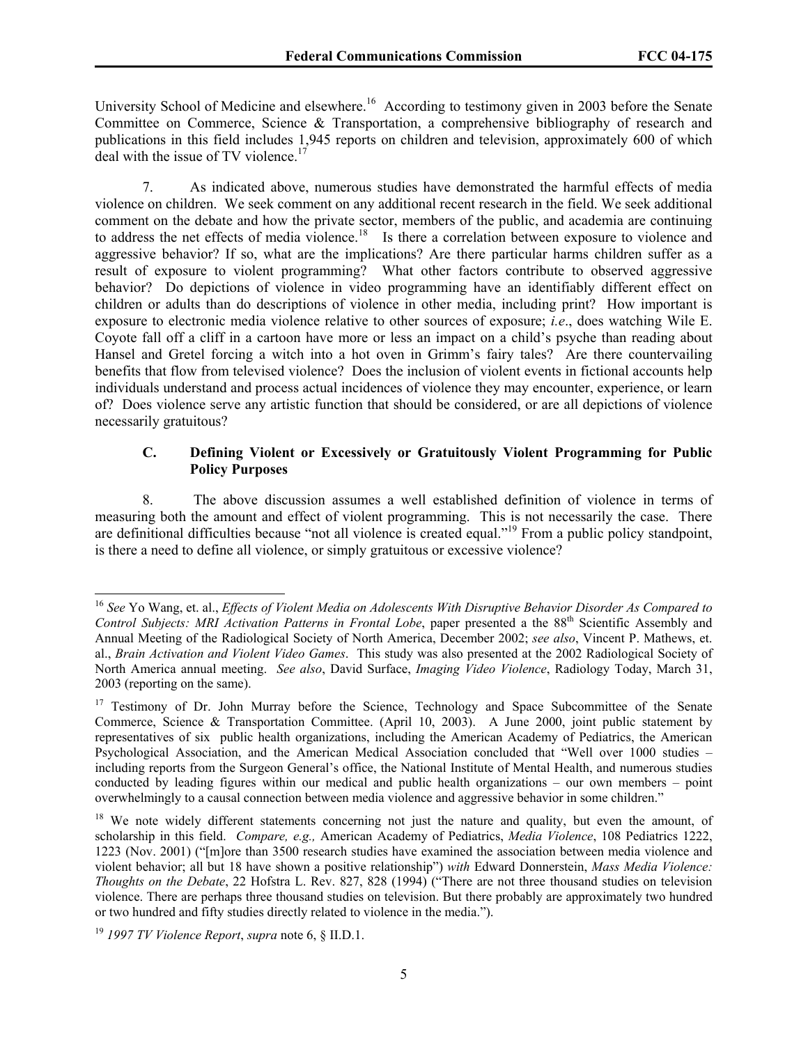University School of Medicine and elsewhere.[16] According to testimony given in 2003 before the Senate Committee on Commerce, Science & Transportation, a comprehensive bibliography of research and publications in this field includes 1,945 reports on children and television, approximately 600 of which deal with the issue of TV violence.[17]

7. As indicated above, numerous studies have demonstrated the harmful effects of media violence on children. We seek comment on any additional recent research in the field. We seek additional comment on the debate and how the private sector, members of the public, and academia are continuing to address the net effects of media violence.[18] Is there a correlation between exposure to violence and aggressive behavior? If so, what are the implications? Are there particular harms children suffer as a result of exposure to violent programming? What other factors contribute to observed aggressive behavior? Do depictions of violence in video programming have an identifiably different effect on children or adults than do descriptions of violence in other media, including print? How important is exposure to electronic media violence relative to other sources of exposure; *i.e*., does watching Wile E. Coyote fall off a cliff in a cartoon have more or less an impact on a child's psyche than reading about Hansel and Gretel forcing a witch into a hot oven in Grimm's fairy tales? Are there countervailing benefits that flow from televised violence? Does the inclusion of violent events in fictional accounts help individuals understand and process actual incidences of violence they may encounter, experience, or learn of? Does violence serve any artistic function that should be considered, or are all depictions of violence necessarily gratuitous?

### C. Defining Violent or Excessively or Gratuitously Violent Programming for Public Policy Purposes

8. The above discussion assumes a well established definition of violence in terms of measuring both the amount and effect of violent programming. This is not necessarily the case. There are definitional difficulties because "not all violence is created equal."[19] From a public policy standpoint, is there a need to define all violence, or simply gratuitous or excessive violence?

---

[16] *See* Yo Wang, et. al., *Effects of Violent Media on Adolescents With Disruptive Behavior Disorder As Compared to Control Subjects: MRI Activation Patterns in Frontal Lobe*, paper presented a the 88th Scientific Assembly and Annual Meeting of the Radiological Society of North America, December 2002; *see also*, Vincent P. Mathews, et. al., *Brain Activation and Violent Video Games*. This study was also presented at the 2002 Radiological Society of North America annual meeting. *See also*, David Surface, *Imaging Video Violence*, Radiology Today, March 31, 2003 (reporting on the same).

[17] Testimony of Dr. John Murray before the Science, Technology and Space Subcommittee of the Senate Commerce, Science & Transportation Committee. (April 10, 2003). A June 2000, joint public statement by representatives of six public health organizations, including the American Academy of Pediatrics, the American Psychological Association, and the American Medical Association concluded that "Well over 1000 studies – including reports from the Surgeon General's office, the National Institute of Mental Health, and numerous studies conducted by leading figures within our medical and public health organizations – our own members – point overwhelmingly to a causal connection between media violence and aggressive behavior in some children."

[18] We note widely different statements concerning not just the nature and quality, but even the amount, of scholarship in this field. *Compare, e.g.,* American Academy of Pediatrics, *Media Violence*, 108 Pediatrics 1222, 1223 (Nov. 2001) ("[m]ore than 3500 research studies have examined the association between media violence and violent behavior; all but 18 have shown a positive relationship") *with* Edward Donnerstein, *Mass Media Violence: Thoughts on the Debate*, 22 Hofstra L. Rev. 827, 828 (1994) ("There are not three thousand studies on television violence. There are perhaps three thousand studies on television. But there probably are approximately two hundred or two hundred and fifty studies directly related to violence in the media.").

[19] *1997 TV Violence Report*, *supra* note 6, § II.D.1.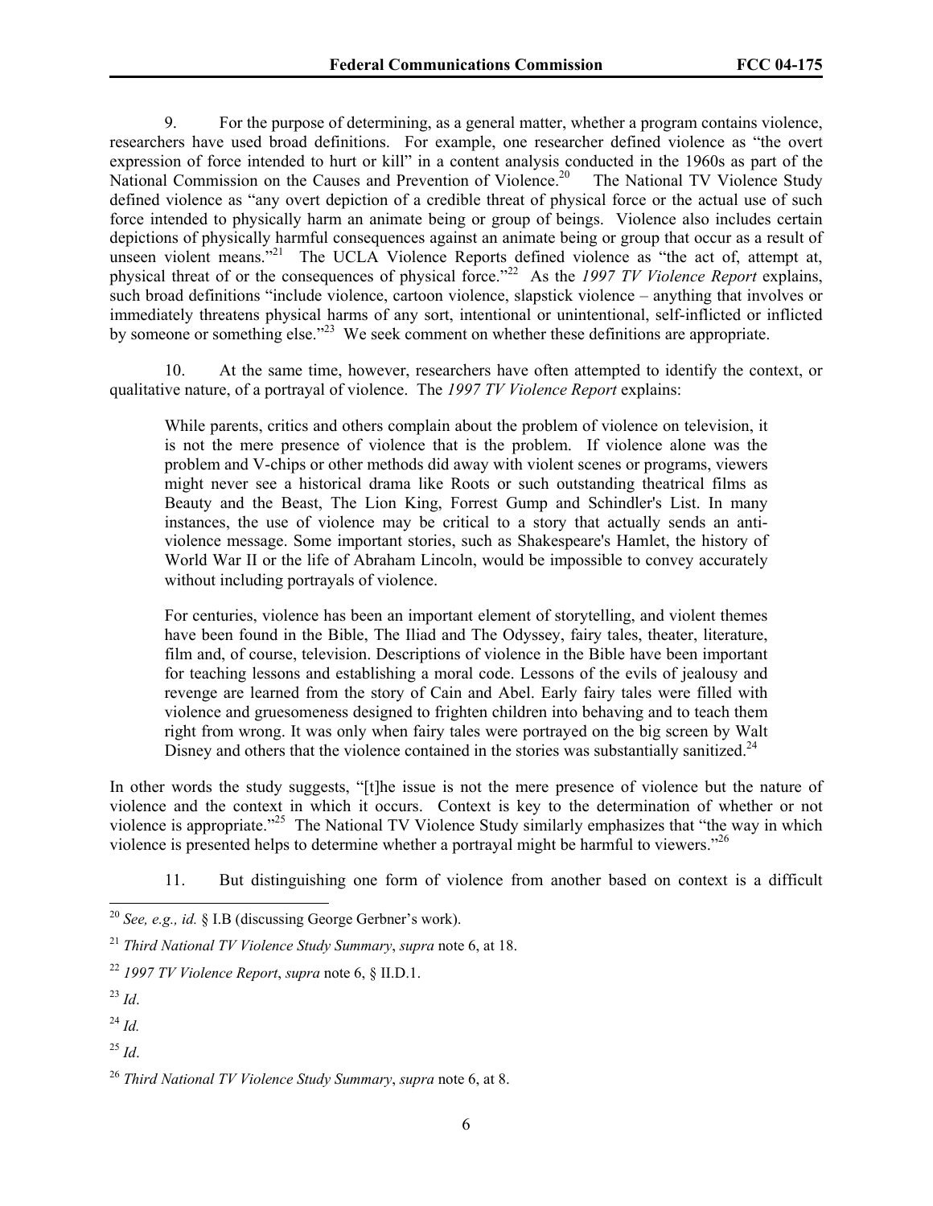9. For the purpose of determining, as a general matter, whether a program contains violence, researchers have used broad definitions. For example, one researcher defined violence as "the overt expression of force intended to hurt or kill" in a content analysis conducted in the 1960s as part of the National Commission on the Causes and Prevention of Violence.[20] The National TV Violence Study defined violence as "any overt depiction of a credible threat of physical force or the actual use of such force intended to physically harm an animate being or group of beings. Violence also includes certain depictions of physically harmful consequences against an animate being or group that occur as a result of unseen violent means."[21] The UCLA Violence Reports defined violence as "the act of, attempt at, physical threat of or the consequences of physical force."[22] As the *1997 TV Violence Report* explains, such broad definitions "include violence, cartoon violence, slapstick violence – anything that involves or immediately threatens physical harms of any sort, intentional or unintentional, self-inflicted or inflicted by someone or something else."[23] We seek comment on whether these definitions are appropriate.

10. At the same time, however, researchers have often attempted to identify the context, or qualitative nature, of a portrayal of violence. The *1997 TV Violence Report* explains:

> While parents, critics and others complain about the problem of violence on television, it is not the mere presence of violence that is the problem. If violence alone was the problem and V-chips or other methods did away with violent scenes or programs, viewers might never see a historical drama like Roots or such outstanding theatrical films as Beauty and the Beast, The Lion King, Forrest Gump and Schindler's List. In many instances, the use of violence may be critical to a story that actually sends an anti-violence message. Some important stories, such as Shakespeare's Hamlet, the history of World War II or the life of Abraham Lincoln, would be impossible to convey accurately without including portrayals of violence.
>
> For centuries, violence has been an important element of storytelling, and violent themes have been found in the Bible, The Iliad and The Odyssey, fairy tales, theater, literature, film and, of course, television. Descriptions of violence in the Bible have been important for teaching lessons and establishing a moral code. Lessons of the evils of jealousy and revenge are learned from the story of Cain and Abel. Early fairy tales were filled with violence and gruesomeness designed to frighten children into behaving and to teach them right from wrong. It was only when fairy tales were portrayed on the big screen by Walt Disney and others that the violence contained in the stories was substantially sanitized.[24]

In other words the study suggests, "[t]he issue is not the mere presence of violence but the nature of violence and the context in which it occurs. Context is key to the determination of whether or not violence is appropriate."[25] The National TV Violence Study similarly emphasizes that "the way in which violence is presented helps to determine whether a portrayal might be harmful to viewers."[26]

11. But distinguishing one form of violence from another based on context is a difficult

---

[20] *See, e.g., id.* § I.B (discussing George Gerbner's work).

[21] *Third National TV Violence Study Summary*, *supra* note 6, at 18.

[22] *1997 TV Violence Report*, *supra* note 6, § II.D.1.

[23] *Id*.

[24] *Id.*

[25] *Id*.

[26] *Third National TV Violence Study Summary*, *supra* note 6, at 8.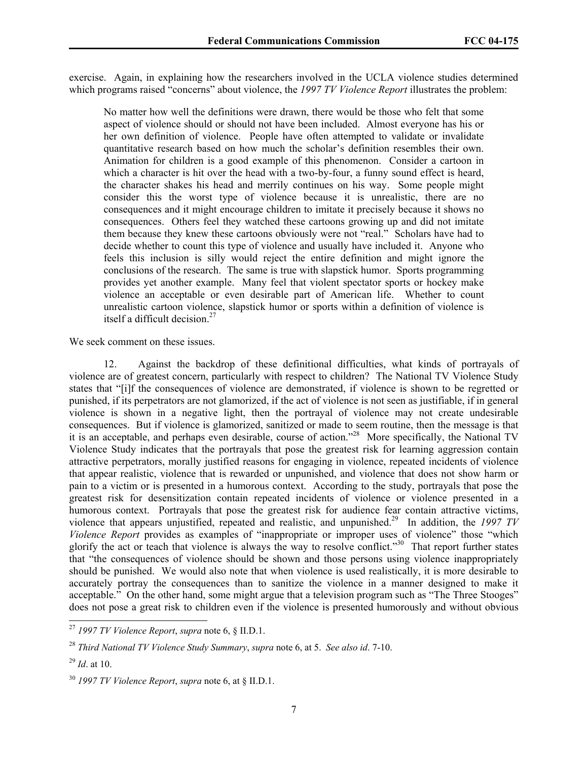exercise. Again, in explaining how the researchers involved in the UCLA violence studies determined which programs raised "concerns" about violence, the *1997 TV Violence Report* illustrates the problem:

> No matter how well the definitions were drawn, there would be those who felt that some aspect of violence should or should not have been included. Almost everyone has his or her own definition of violence. People have often attempted to validate or invalidate quantitative research based on how much the scholar's definition resembles their own. Animation for children is a good example of this phenomenon. Consider a cartoon in which a character is hit over the head with a two-by-four, a funny sound effect is heard, the character shakes his head and merrily continues on his way. Some people might consider this the worst type of violence because it is unrealistic, there are no consequences and it might encourage children to imitate it precisely because it shows no consequences. Others feel they watched these cartoons growing up and did not imitate them because they knew these cartoons obviously were not "real." Scholars have had to decide whether to count this type of violence and usually have included it. Anyone who feels this inclusion is silly would reject the entire definition and might ignore the conclusions of the research. The same is true with slapstick humor. Sports programming provides yet another example. Many feel that violent spectator sports or hockey make violence an acceptable or even desirable part of American life. Whether to count unrealistic cartoon violence, slapstick humor or sports within a definition of violence is itself a difficult decision.[27]

We seek comment on these issues.

12. Against the backdrop of these definitional difficulties, what kinds of portrayals of violence are of greatest concern, particularly with respect to children? The National TV Violence Study states that "[i]f the consequences of violence are demonstrated, if violence is shown to be regretted or punished, if its perpetrators are not glamorized, if the act of violence is not seen as justifiable, if in general violence is shown in a negative light, then the portrayal of violence may not create undesirable consequences. But if violence is glamorized, sanitized or made to seem routine, then the message is that it is an acceptable, and perhaps even desirable, course of action."[28] More specifically, the National TV Violence Study indicates that the portrayals that pose the greatest risk for learning aggression contain attractive perpetrators, morally justified reasons for engaging in violence, repeated incidents of violence that appear realistic, violence that is rewarded or unpunished, and violence that does not show harm or pain to a victim or is presented in a humorous context. According to the study, portrayals that pose the greatest risk for desensitization contain repeated incidents of violence or violence presented in a humorous context. Portrayals that pose the greatest risk for audience fear contain attractive victims, violence that appears unjustified, repeated and realistic, and unpunished.[29] In addition, the *1997 TV Violence Report* provides as examples of "inappropriate or improper uses of violence" those "which glorify the act or teach that violence is always the way to resolve conflict."[30] That report further states that "the consequences of violence should be shown and those persons using violence inappropriately should be punished. We would also note that when violence is used realistically, it is more desirable to accurately portray the consequences than to sanitize the violence in a manner designed to make it acceptable." On the other hand, some might argue that a television program such as "The Three Stooges" does not pose a great risk to children even if the violence is presented humorously and without obvious

---

[27] *1997 TV Violence Report*, *supra* note 6, § II.D.1.

[28] *Third National TV Violence Study Summary*, *supra* note 6, at 5. *See also id*. 7-10.

[29] *Id*. at 10.

[30] *1997 TV Violence Report*, *supra* note 6, at § II.D.1.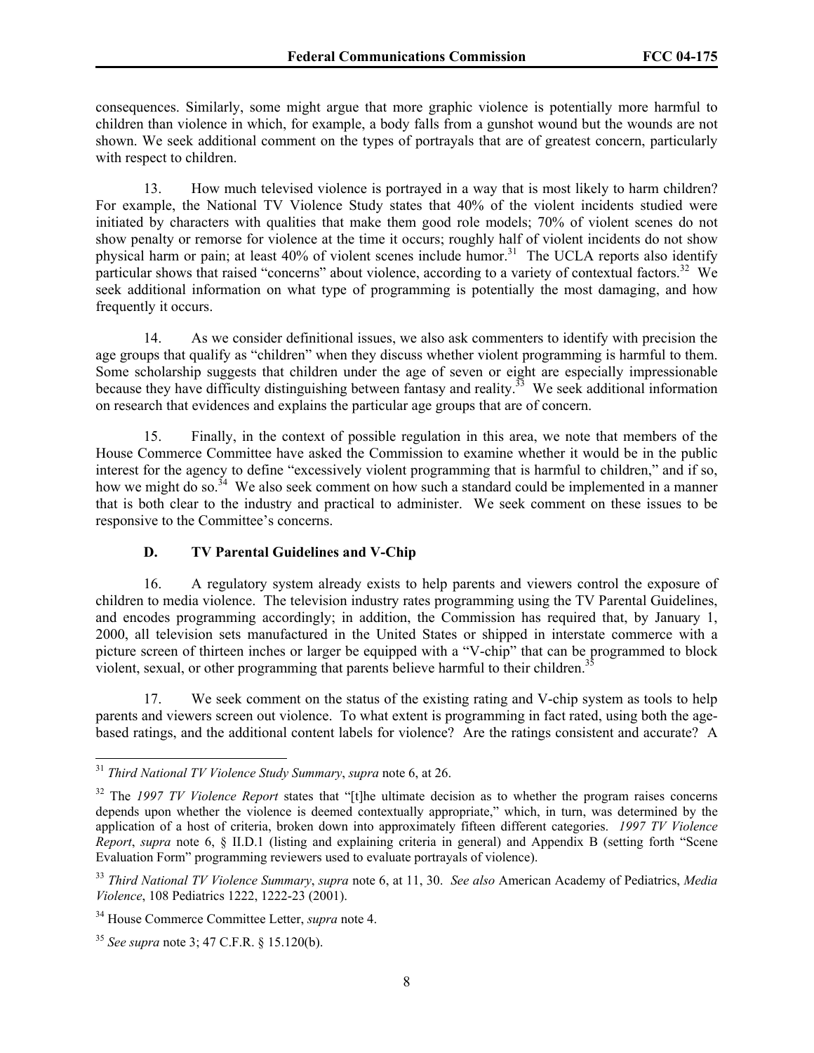consequences. Similarly, some might argue that more graphic violence is potentially more harmful to children than violence in which, for example, a body falls from a gunshot wound but the wounds are not shown. We seek additional comment on the types of portrayals that are of greatest concern, particularly with respect to children.

13. How much televised violence is portrayed in a way that is most likely to harm children? For example, the National TV Violence Study states that 40% of the violent incidents studied were initiated by characters with qualities that make them good role models; 70% of violent scenes do not show penalty or remorse for violence at the time it occurs; roughly half of violent incidents do not show physical harm or pain; at least 40% of violent scenes include humor.[31] The UCLA reports also identify particular shows that raised "concerns" about violence, according to a variety of contextual factors.[32] We seek additional information on what type of programming is potentially the most damaging, and how frequently it occurs.

14. As we consider definitional issues, we also ask commenters to identify with precision the age groups that qualify as "children" when they discuss whether violent programming is harmful to them. Some scholarship suggests that children under the age of seven or eight are especially impressionable because they have difficulty distinguishing between fantasy and reality.[33] We seek additional information on research that evidences and explains the particular age groups that are of concern.

15. Finally, in the context of possible regulation in this area, we note that members of the House Commerce Committee have asked the Commission to examine whether it would be in the public interest for the agency to define "excessively violent programming that is harmful to children," and if so, how we might do so.[34] We also seek comment on how such a standard could be implemented in a manner that is both clear to the industry and practical to administer. We seek comment on these issues to be responsive to the Committee's concerns.

### D. TV Parental Guidelines and V-Chip

16. A regulatory system already exists to help parents and viewers control the exposure of children to media violence. The television industry rates programming using the TV Parental Guidelines, and encodes programming accordingly; in addition, the Commission has required that, by January 1, 2000, all television sets manufactured in the United States or shipped in interstate commerce with a picture screen of thirteen inches or larger be equipped with a "V-chip" that can be programmed to block violent, sexual, or other programming that parents believe harmful to their children.[35]

17. We seek comment on the status of the existing rating and V-chip system as tools to help parents and viewers screen out violence. To what extent is programming in fact rated, using both the age-based ratings, and the additional content labels for violence? Are the ratings consistent and accurate? A

---

[31] *Third National TV Violence Study Summary*, *supra* note 6, at 26.

[32] The *1997 TV Violence Report* states that "[t]he ultimate decision as to whether the program raises concerns depends upon whether the violence is deemed contextually appropriate," which, in turn, was determined by the application of a host of criteria, broken down into approximately fifteen different categories. *1997 TV Violence Report*, *supra* note 6, § II.D.1 (listing and explaining criteria in general) and Appendix B (setting forth "Scene Evaluation Form" programming reviewers used to evaluate portrayals of violence).

[33] *Third National TV Violence Summary*, *supra* note 6, at 11, 30. *See also* American Academy of Pediatrics, *Media Violence*, 108 Pediatrics 1222, 1222-23 (2001).

[34] House Commerce Committee Letter, *supra* note 4.

[35] *See supra* note 3; 47 C.F.R. § 15.120(b).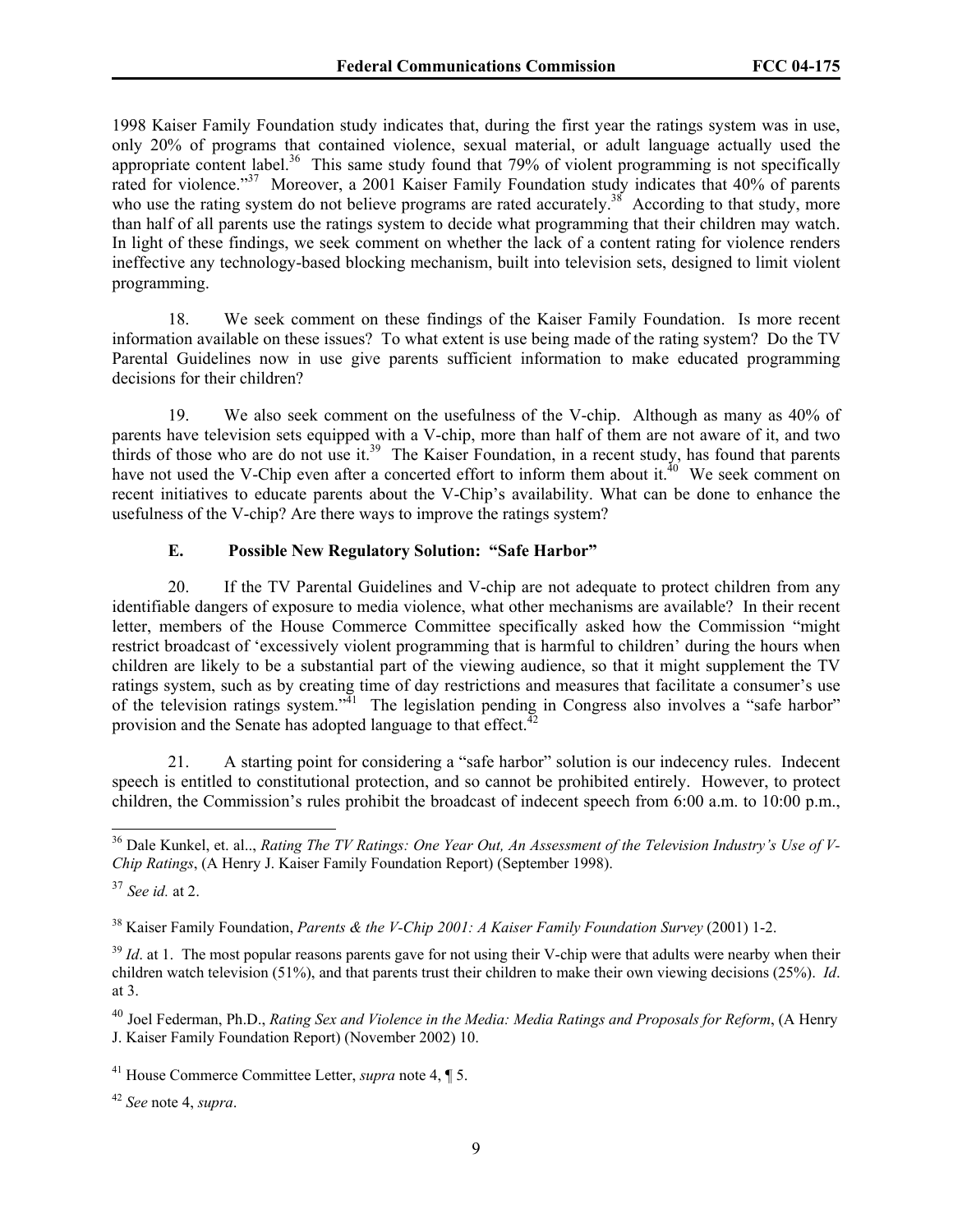1998 Kaiser Family Foundation study indicates that, during the first year the ratings system was in use, only 20% of programs that contained violence, sexual material, or adult language actually used the appropriate content label.[36] This same study found that 79% of violent programming is not specifically rated for violence."[37] Moreover, a 2001 Kaiser Family Foundation study indicates that 40% of parents who use the rating system do not believe programs are rated accurately.[38] According to that study, more than half of all parents use the ratings system to decide what programming that their children may watch. In light of these findings, we seek comment on whether the lack of a content rating for violence renders ineffective any technology-based blocking mechanism, built into television sets, designed to limit violent programming.

18. We seek comment on these findings of the Kaiser Family Foundation. Is more recent information available on these issues? To what extent is use being made of the rating system? Do the TV Parental Guidelines now in use give parents sufficient information to make educated programming decisions for their children?

19. We also seek comment on the usefulness of the V-chip. Although as many as 40% of parents have television sets equipped with a V-chip, more than half of them are not aware of it, and two thirds of those who are do not use it.[39] The Kaiser Foundation, in a recent study, has found that parents have not used the V-Chip even after a concerted effort to inform them about it.[40] We seek comment on recent initiatives to educate parents about the V-Chip's availability. What can be done to enhance the usefulness of the V-chip? Are there ways to improve the ratings system?

### E. Possible New Regulatory Solution: "Safe Harbor"

20. If the TV Parental Guidelines and V-chip are not adequate to protect children from any identifiable dangers of exposure to media violence, what other mechanisms are available? In their recent letter, members of the House Commerce Committee specifically asked how the Commission "might restrict broadcast of 'excessively violent programming that is harmful to children' during the hours when children are likely to be a substantial part of the viewing audience, so that it might supplement the TV ratings system, such as by creating time of day restrictions and measures that facilitate a consumer's use of the television ratings system."[41] The legislation pending in Congress also involves a "safe harbor" provision and the Senate has adopted language to that effect.[42]

21. A starting point for considering a "safe harbor" solution is our indecency rules. Indecent speech is entitled to constitutional protection, and so cannot be prohibited entirely. However, to protect children, the Commission's rules prohibit the broadcast of indecent speech from 6:00 a.m. to 10:00 p.m.,

---

[36] Dale Kunkel, et. al.., *Rating The TV Ratings: One Year Out, An Assessment of the Television Industry's Use of V-Chip Ratings*, (A Henry J. Kaiser Family Foundation Report) (September 1998).

[37] *See id.* at 2.

[38] Kaiser Family Foundation, *Parents & the V-Chip 2001: A Kaiser Family Foundation Survey* (2001) 1-2.

[39] *Id*. at 1. The most popular reasons parents gave for not using their V-chip were that adults were nearby when their children watch television (51%), and that parents trust their children to make their own viewing decisions (25%). *Id*. at 3.

[40] Joel Federman, Ph.D., *Rating Sex and Violence in the Media: Media Ratings and Proposals for Reform*, (A Henry J. Kaiser Family Foundation Report) (November 2002) 10.

[41] House Commerce Committee Letter, *supra* note 4, ¶ 5.

[42] *See* note 4, *supra*.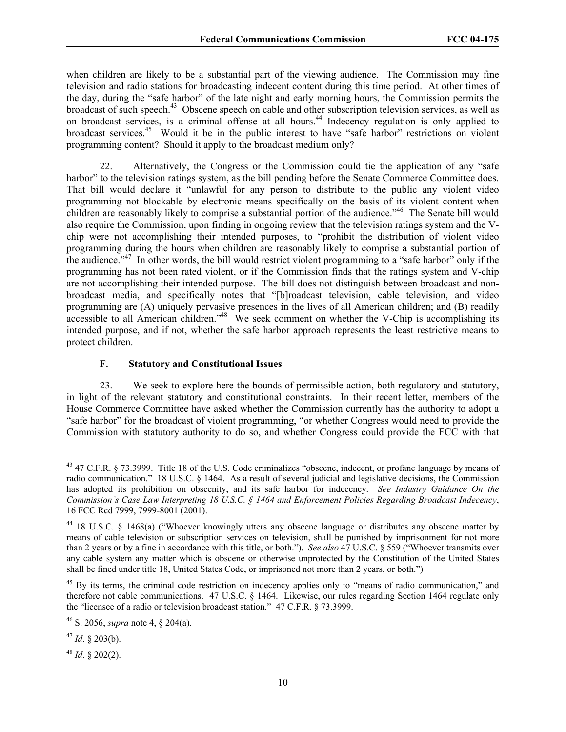when children are likely to be a substantial part of the viewing audience. The Commission may fine television and radio stations for broadcasting indecent content during this time period. At other times of the day, during the "safe harbor" of the late night and early morning hours, the Commission permits the broadcast of such speech.[43] Obscene speech on cable and other subscription television services, as well as on broadcast services, is a criminal offense at all hours.[44] Indecency regulation is only applied to broadcast services.[45] Would it be in the public interest to have "safe harbor" restrictions on violent programming content? Should it apply to the broadcast medium only?

22. Alternatively, the Congress or the Commission could tie the application of any "safe harbor" to the television ratings system, as the bill pending before the Senate Commerce Committee does. That bill would declare it "unlawful for any person to distribute to the public any violent video programming not blockable by electronic means specifically on the basis of its violent content when children are reasonably likely to comprise a substantial portion of the audience."[46] The Senate bill would also require the Commission, upon finding in ongoing review that the television ratings system and the V-chip were not accomplishing their intended purposes, to "prohibit the distribution of violent video programming during the hours when children are reasonably likely to comprise a substantial portion of the audience."[47] In other words, the bill would restrict violent programming to a "safe harbor" only if the programming has not been rated violent, or if the Commission finds that the ratings system and V-chip are not accomplishing their intended purpose. The bill does not distinguish between broadcast and non-broadcast media, and specifically notes that "[b]roadcast television, cable television, and video programming are (A) uniquely pervasive presences in the lives of all American children; and (B) readily accessible to all American children."[48] We seek comment on whether the V-Chip is accomplishing its intended purpose, and if not, whether the safe harbor approach represents the least restrictive means to protect children.

### F. Statutory and Constitutional Issues

23. We seek to explore here the bounds of permissible action, both regulatory and statutory, in light of the relevant statutory and constitutional constraints. In their recent letter, members of the House Commerce Committee have asked whether the Commission currently has the authority to adopt a "safe harbor" for the broadcast of violent programming, "or whether Congress would need to provide the Commission with statutory authority to do so, and whether Congress could provide the FCC with that

---

[43] 47 C.F.R. § 73.3999. Title 18 of the U.S. Code criminalizes "obscene, indecent, or profane language by means of radio communication." 18 U.S.C. § 1464. As a result of several judicial and legislative decisions, the Commission has adopted its prohibition on obscenity, and its safe harbor for indecency. *See Industry Guidance On the Commission's Case Law Interpreting 18 U.S.C. § 1464 and Enforcement Policies Regarding Broadcast Indecency*, 16 FCC Rcd 7999, 7999-8001 (2001).

[44] 18 U.S.C. § 1468(a) ("Whoever knowingly utters any obscene language or distributes any obscene matter by means of cable television or subscription services on television, shall be punished by imprisonment for not more than 2 years or by a fine in accordance with this title, or both."). *See also* 47 U.S.C. § 559 ("Whoever transmits over any cable system any matter which is obscene or otherwise unprotected by the Constitution of the United States shall be fined under title 18, United States Code, or imprisoned not more than 2 years, or both.")

[45] By its terms, the criminal code restriction on indecency applies only to "means of radio communication," and therefore not cable communications. 47 U.S.C. § 1464. Likewise, our rules regarding Section 1464 regulate only the "licensee of a radio or television broadcast station." 47 C.F.R. § 73.3999.

[46] S. 2056, *supra* note 4, § 204(a).

[47] *Id*. § 203(b).

[48] *Id*. § 202(2).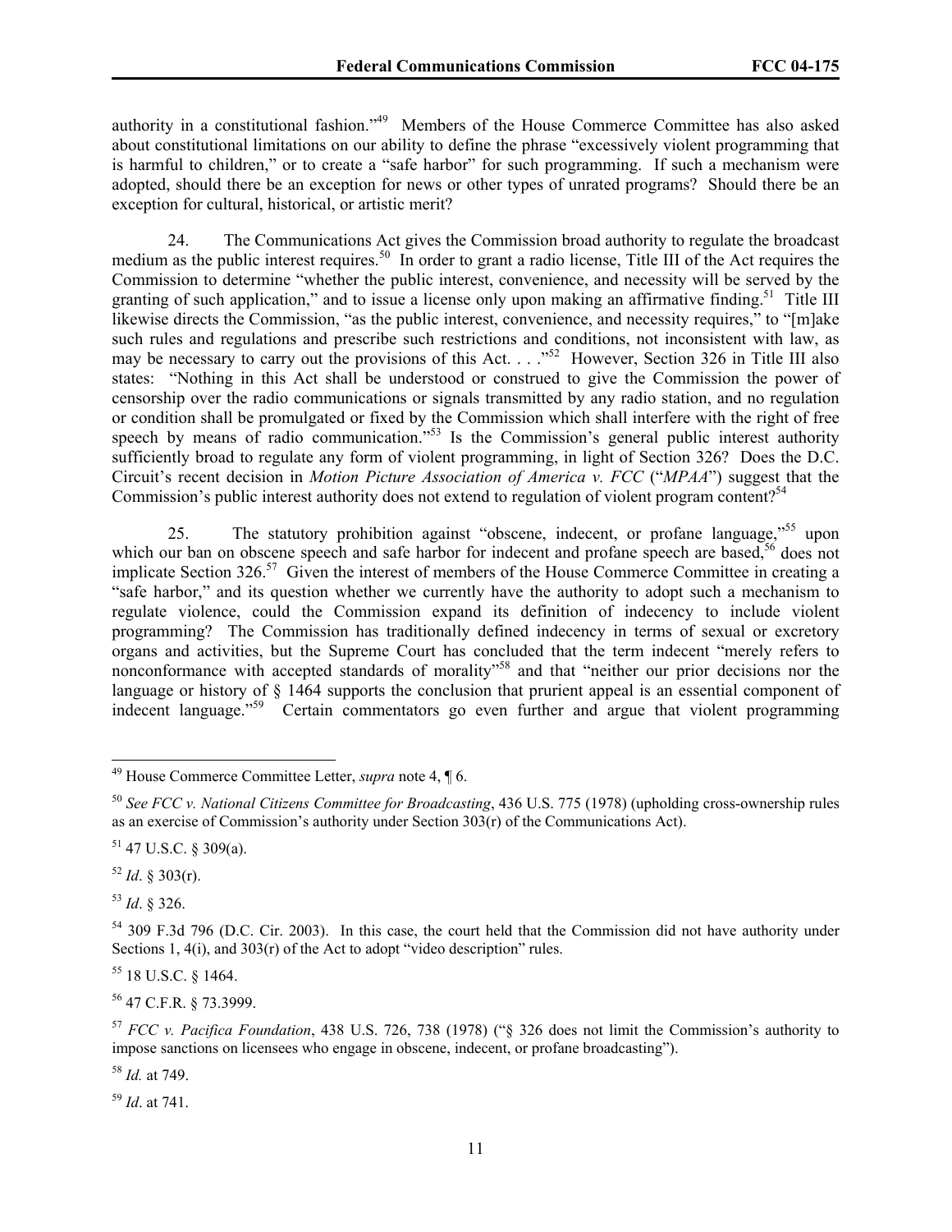authority in a constitutional fashion."[49] Members of the House Commerce Committee has also asked about constitutional limitations on our ability to define the phrase "excessively violent programming that is harmful to children," or to create a "safe harbor" for such programming. If such a mechanism were adopted, should there be an exception for news or other types of unrated programs? Should there be an exception for cultural, historical, or artistic merit?

24. The Communications Act gives the Commission broad authority to regulate the broadcast medium as the public interest requires.[50] In order to grant a radio license, Title III of the Act requires the Commission to determine "whether the public interest, convenience, and necessity will be served by the granting of such application," and to issue a license only upon making an affirmative finding.[51] Title III likewise directs the Commission, "as the public interest, convenience, and necessity requires," to "[m]ake such rules and regulations and prescribe such restrictions and conditions, not inconsistent with law, as may be necessary to carry out the provisions of this Act. . . ."[52] However, Section 326 in Title III also states: "Nothing in this Act shall be understood or construed to give the Commission the power of censorship over the radio communications or signals transmitted by any radio station, and no regulation or condition shall be promulgated or fixed by the Commission which shall interfere with the right of free speech by means of radio communication."[53] Is the Commission's general public interest authority sufficiently broad to regulate any form of violent programming, in light of Section 326? Does the D.C. Circuit's recent decision in *Motion Picture Association of America v. FCC* ("*MPAA*") suggest that the Commission's public interest authority does not extend to regulation of violent program content?[54]

25. The statutory prohibition against "obscene, indecent, or profane language,"[55] upon which our ban on obscene speech and safe harbor for indecent and profane speech are based,[56] does not implicate Section 326.[57] Given the interest of members of the House Commerce Committee in creating a "safe harbor," and its question whether we currently have the authority to adopt such a mechanism to regulate violence, could the Commission expand its definition of indecency to include violent programming? The Commission has traditionally defined indecency in terms of sexual or excretory organs and activities, but the Supreme Court has concluded that the term indecent "merely refers to nonconformance with accepted standards of morality"[58] and that "neither our prior decisions nor the language or history of § 1464 supports the conclusion that prurient appeal is an essential component of indecent language."[59] Certain commentators go even further and argue that violent programming

---

[49] House Commerce Committee Letter, *supra* note 4, ¶ 6.

[50] *See FCC v. National Citizens Committee for Broadcasting*, 436 U.S. 775 (1978) (upholding cross-ownership rules as an exercise of Commission's authority under Section 303(r) of the Communications Act).

[51] 47 U.S.C. § 309(a).

[52] *Id*. § 303(r).

[53] *Id*. § 326.

[54] 309 F.3d 796 (D.C. Cir. 2003). In this case, the court held that the Commission did not have authority under Sections 1, 4(i), and 303(r) of the Act to adopt "video description" rules.

[55] 18 U.S.C. § 1464.

[56] 47 C.F.R. § 73.3999.

[57] *FCC v. Pacifica Foundation*, 438 U.S. 726, 738 (1978) ("§ 326 does not limit the Commission's authority to impose sanctions on licensees who engage in obscene, indecent, or profane broadcasting").

[58] *Id.* at 749.

[59] *Id*. at 741.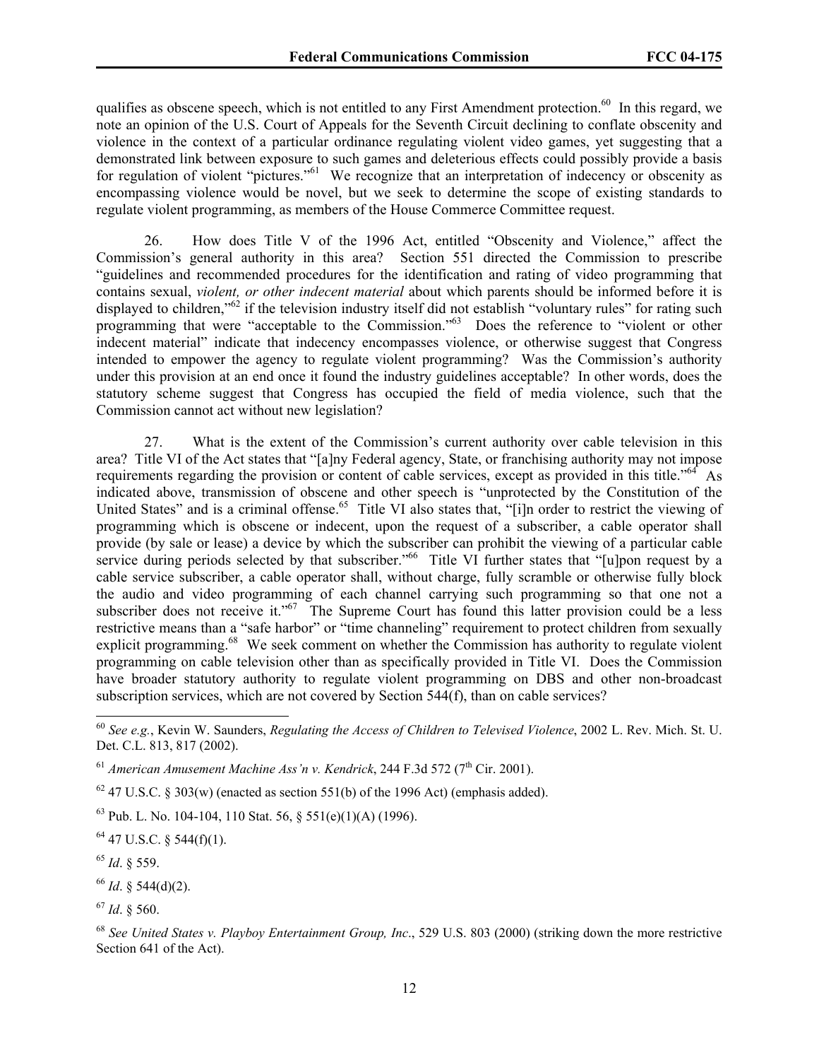qualifies as obscene speech, which is not entitled to any First Amendment protection.[60] In this regard, we note an opinion of the U.S. Court of Appeals for the Seventh Circuit declining to conflate obscenity and violence in the context of a particular ordinance regulating violent video games, yet suggesting that a demonstrated link between exposure to such games and deleterious effects could possibly provide a basis for regulation of violent "pictures."[61] We recognize that an interpretation of indecency or obscenity as encompassing violence would be novel, but we seek to determine the scope of existing standards to regulate violent programming, as members of the House Commerce Committee request.

26. How does Title V of the 1996 Act, entitled "Obscenity and Violence," affect the Commission's general authority in this area? Section 551 directed the Commission to prescribe "guidelines and recommended procedures for the identification and rating of video programming that contains sexual, *violent, or other indecent material* about which parents should be informed before it is displayed to children,"[62] if the television industry itself did not establish "voluntary rules" for rating such programming that were "acceptable to the Commission."[63] Does the reference to "violent or other indecent material" indicate that indecency encompasses violence, or otherwise suggest that Congress intended to empower the agency to regulate violent programming? Was the Commission's authority under this provision at an end once it found the industry guidelines acceptable? In other words, does the statutory scheme suggest that Congress has occupied the field of media violence, such that the Commission cannot act without new legislation?

27. What is the extent of the Commission's current authority over cable television in this area? Title VI of the Act states that "[a]ny Federal agency, State, or franchising authority may not impose requirements regarding the provision or content of cable services, except as provided in this title."[64] As indicated above, transmission of obscene and other speech is "unprotected by the Constitution of the United States" and is a criminal offense.[65] Title VI also states that, "[i]n order to restrict the viewing of programming which is obscene or indecent, upon the request of a subscriber, a cable operator shall provide (by sale or lease) a device by which the subscriber can prohibit the viewing of a particular cable service during periods selected by that subscriber."[66] Title VI further states that "[u]pon request by a cable service subscriber, a cable operator shall, without charge, fully scramble or otherwise fully block the audio and video programming of each channel carrying such programming so that one not a subscriber does not receive it."[67] The Supreme Court has found this latter provision could be a less restrictive means than a "safe harbor" or "time channeling" requirement to protect children from sexually explicit programming.[68] We seek comment on whether the Commission has authority to regulate violent programming on cable television other than as specifically provided in Title VI. Does the Commission have broader statutory authority to regulate violent programming on DBS and other non-broadcast subscription services, which are not covered by Section 544(f), than on cable services?

---

[60] *See e.g.*, Kevin W. Saunders, *Regulating the Access of Children to Televised Violence*, 2002 L. Rev. Mich. St. U. Det. C.L. 813, 817 (2002).

[61] *American Amusement Machine Ass'n v. Kendrick*, 244 F.3d 572 (7th Cir. 2001).

[62] 47 U.S.C. § 303(w) (enacted as section 551(b) of the 1996 Act) (emphasis added).

[63] Pub. L. No. 104-104, 110 Stat. 56, § 551(e)(1)(A) (1996).

[64] 47 U.S.C. § 544(f)(1).

[65] *Id*. § 559.

[66] *Id*. § 544(d)(2).

[67] *Id*. § 560.

[68] *See United States v. Playboy Entertainment Group, Inc.*, 529 U.S. 803 (2000) (striking down the more restrictive Section 641 of the Act).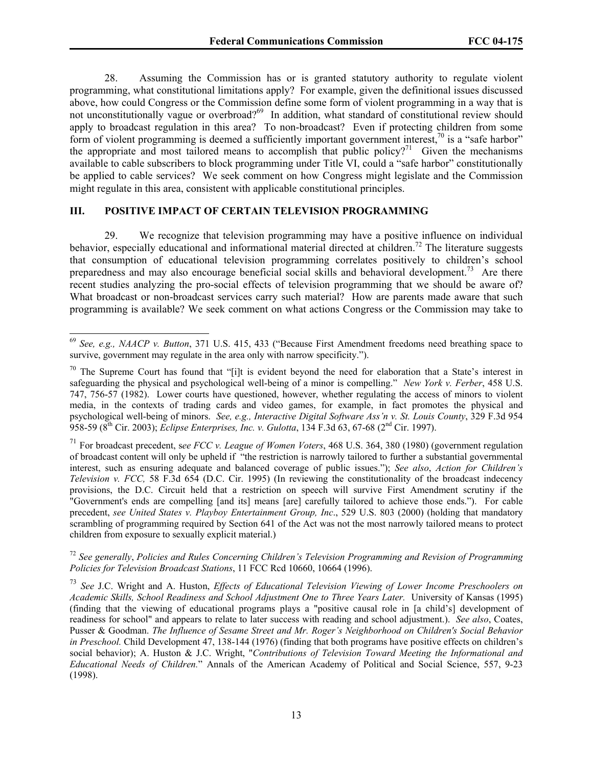28. Assuming the Commission has or is granted statutory authority to regulate violent programming, what constitutional limitations apply? For example, given the definitional issues discussed above, how could Congress or the Commission define some form of violent programming in a way that is not unconstitutionally vague or overbroad?[69] In addition, what standard of constitutional review should apply to broadcast regulation in this area? To non-broadcast? Even if protecting children from some form of violent programming is deemed a sufficiently important government interest,[70] is a "safe harbor" the appropriate and most tailored means to accomplish that public policy?[71] Given the mechanisms available to cable subscribers to block programming under Title VI, could a "safe harbor" constitutionally be applied to cable services? We seek comment on how Congress might legislate and the Commission might regulate in this area, consistent with applicable constitutional principles.

## III. POSITIVE IMPACT OF CERTAIN TELEVISION PROGRAMMING

29. We recognize that television programming may have a positive influence on individual behavior, especially educational and informational material directed at children.[72] The literature suggests that consumption of educational television programming correlates positively to children's school preparedness and may also encourage beneficial social skills and behavioral development.[73] Are there recent studies analyzing the pro-social effects of television programming that we should be aware of? What broadcast or non-broadcast services carry such material? How are parents made aware that such programming is available? We seek comment on what actions Congress or the Commission may take to

---

[69] *See, e.g., NAACP v. Button*, 371 U.S. 415, 433 ("Because First Amendment freedoms need breathing space to survive, government may regulate in the area only with narrow specificity.").

[70] The Supreme Court has found that "[i]t is evident beyond the need for elaboration that a State's interest in safeguarding the physical and psychological well-being of a minor is compelling." *New York v. Ferber*, 458 U.S. 747, 756-57 (1982). Lower courts have questioned, however, whether regulating the access of minors to violent media, in the contexts of trading cards and video games, for example, in fact promotes the physical and psychological well-being of minors. *See, e.g., Interactive Digital Software Ass'n v. St. Louis County*, 329 F.3d 954 958-59 (8th Cir. 2003); *Eclipse Enterprises, Inc. v. Gulotta*, 134 F.3d 63, 67-68 (2nd Cir. 1997).

[71] For broadcast precedent, s*ee FCC v. League of Women Voters*, 468 U.S. 364, 380 (1980) (government regulation of broadcast content will only be upheld if "the restriction is narrowly tailored to further a substantial governmental interest, such as ensuring adequate and balanced coverage of public issues."); *See also*, *Action for Children's Television v. FCC,* 58 F.3d 654 (D.C. Cir. 1995) (In reviewing the constitutionality of the broadcast indecency provisions, the D.C. Circuit held that a restriction on speech will survive First Amendment scrutiny if the "Government's ends are compelling [and its] means [are] carefully tailored to achieve those ends."). For cable precedent, *see United States v. Playboy Entertainment Group, Inc*., 529 U.S. 803 (2000) (holding that mandatory scrambling of programming required by Section 641 of the Act was not the most narrowly tailored means to protect children from exposure to sexually explicit material.)

[72] *See generally*, *Policies and Rules Concerning Children's Television Programming and Revision of Programming Policies for Television Broadcast Stations*, 11 FCC Rcd 10660, 10664 (1996).

[73] *See* J.C. Wright and A. Huston, *Effects of Educational Television Viewing of Lower Income Preschoolers on Academic Skills, School Readiness and School Adjustment One to Three Years Later.* University of Kansas (1995) (finding that the viewing of educational programs plays a "positive causal role in [a child's] development of readiness for school" and appears to relate to later success with reading and school adjustment.). *See also*, Coates, Pusser & Goodman. *The Influence of Sesame Street and Mr. Roger's Neighborhood on Children's Social Behavior in Preschool.* Child Development 47, 138-144 (1976) (finding that both programs have positive effects on children's social behavior); A. Huston & J.C. Wright, "*Contributions of Television Toward Meeting the Informational and Educational Needs of Children.*" Annals of the American Academy of Political and Social Science, 557, 9-23 (1998).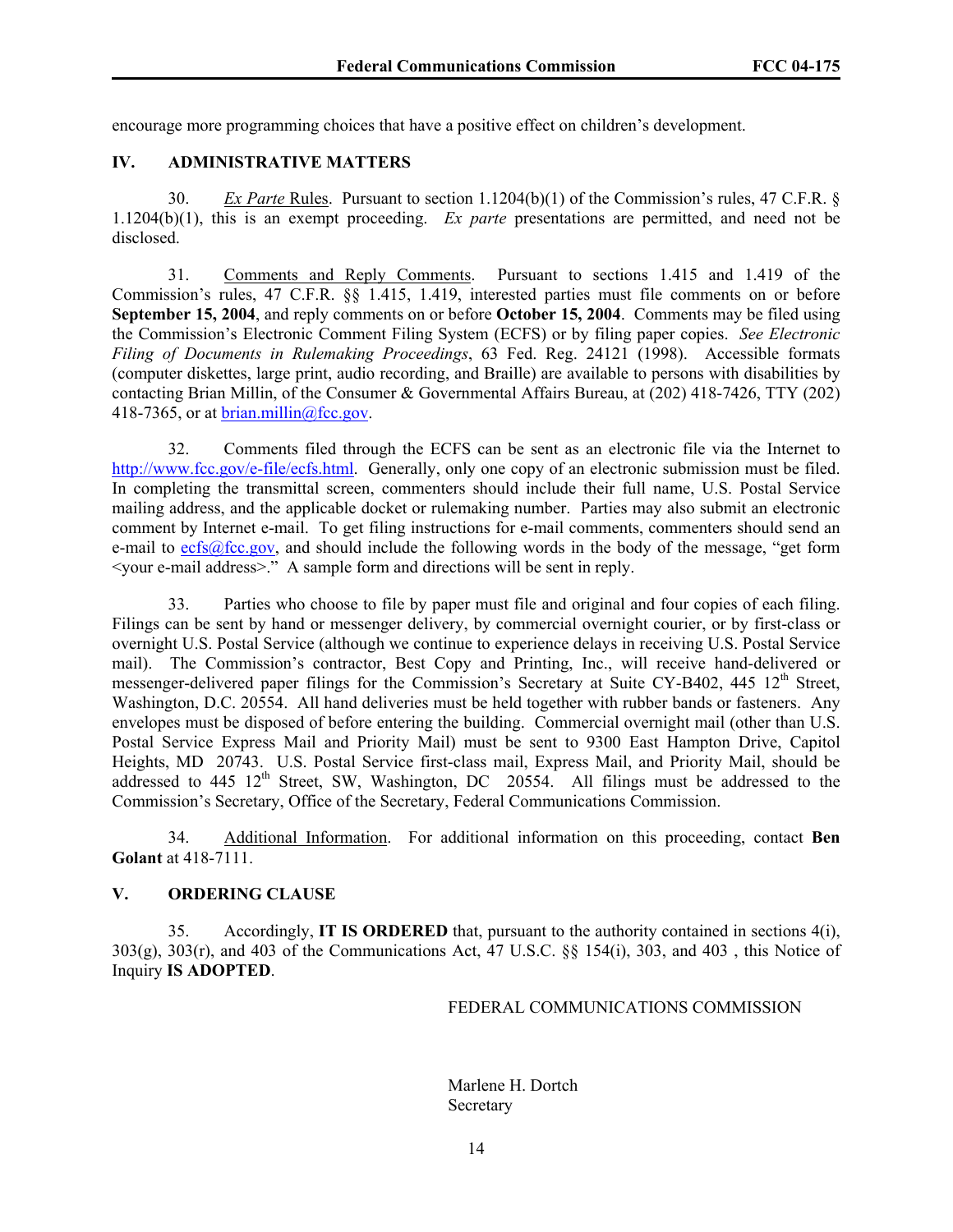encourage more programming choices that have a positive effect on children's development.

## IV. ADMINISTRATIVE MATTERS

30. *Ex Parte* Rules. Pursuant to section 1.1204(b)(1) of the Commission's rules, 47 C.F.R. § 1.1204(b)(1), this is an exempt proceeding. *Ex parte* presentations are permitted, and need not be disclosed.

31. Comments and Reply Comments. Pursuant to sections 1.415 and 1.419 of the Commission's rules, 47 C.F.R. §§ 1.415, 1.419, interested parties must file comments on or before **September 15, 2004**, and reply comments on or before **October 15, 2004**. Comments may be filed using the Commission's Electronic Comment Filing System (ECFS) or by filing paper copies. *See Electronic Filing of Documents in Rulemaking Proceedings*, 63 Fed. Reg. 24121 (1998). Accessible formats (computer diskettes, large print, audio recording, and Braille) are available to persons with disabilities by contacting Brian Millin, of the Consumer & Governmental Affairs Bureau, at (202) 418-7426, TTY (202) 418-7365, or at brian.millin@fcc.gov.

32. Comments filed through the ECFS can be sent as an electronic file via the Internet to http://www.fcc.gov/e-file/ecfs.html. Generally, only one copy of an electronic submission must be filed. In completing the transmittal screen, commenters should include their full name, U.S. Postal Service mailing address, and the applicable docket or rulemaking number. Parties may also submit an electronic comment by Internet e-mail. To get filing instructions for e-mail comments, commenters should send an e-mail to ecfs@fcc.gov, and should include the following words in the body of the message, "get form <your e-mail address>." A sample form and directions will be sent in reply.

33. Parties who choose to file by paper must file and original and four copies of each filing. Filings can be sent by hand or messenger delivery, by commercial overnight courier, or by first-class or overnight U.S. Postal Service (although we continue to experience delays in receiving U.S. Postal Service mail). The Commission's contractor, Best Copy and Printing, Inc., will receive hand-delivered or messenger-delivered paper filings for the Commission's Secretary at Suite CY-B402, 445 12th Street, Washington, D.C. 20554. All hand deliveries must be held together with rubber bands or fasteners. Any envelopes must be disposed of before entering the building. Commercial overnight mail (other than U.S. Postal Service Express Mail and Priority Mail) must be sent to 9300 East Hampton Drive, Capitol Heights, MD 20743. U.S. Postal Service first-class mail, Express Mail, and Priority Mail, should be addressed to 445 12th Street, SW, Washington, DC 20554. All filings must be addressed to the Commission's Secretary, Office of the Secretary, Federal Communications Commission.

34. Additional Information. For additional information on this proceeding, contact **Ben Golant** at 418-7111.

## V. ORDERING CLAUSE

35. Accordingly, **IT IS ORDERED** that, pursuant to the authority contained in sections 4(i), 303(g), 303(r), and 403 of the Communications Act, 47 U.S.C. §§ 154(i), 303, and 403 , this Notice of Inquiry **IS ADOPTED**.

FEDERAL COMMUNICATIONS COMMISSION

Marlene H. Dortch
Secretary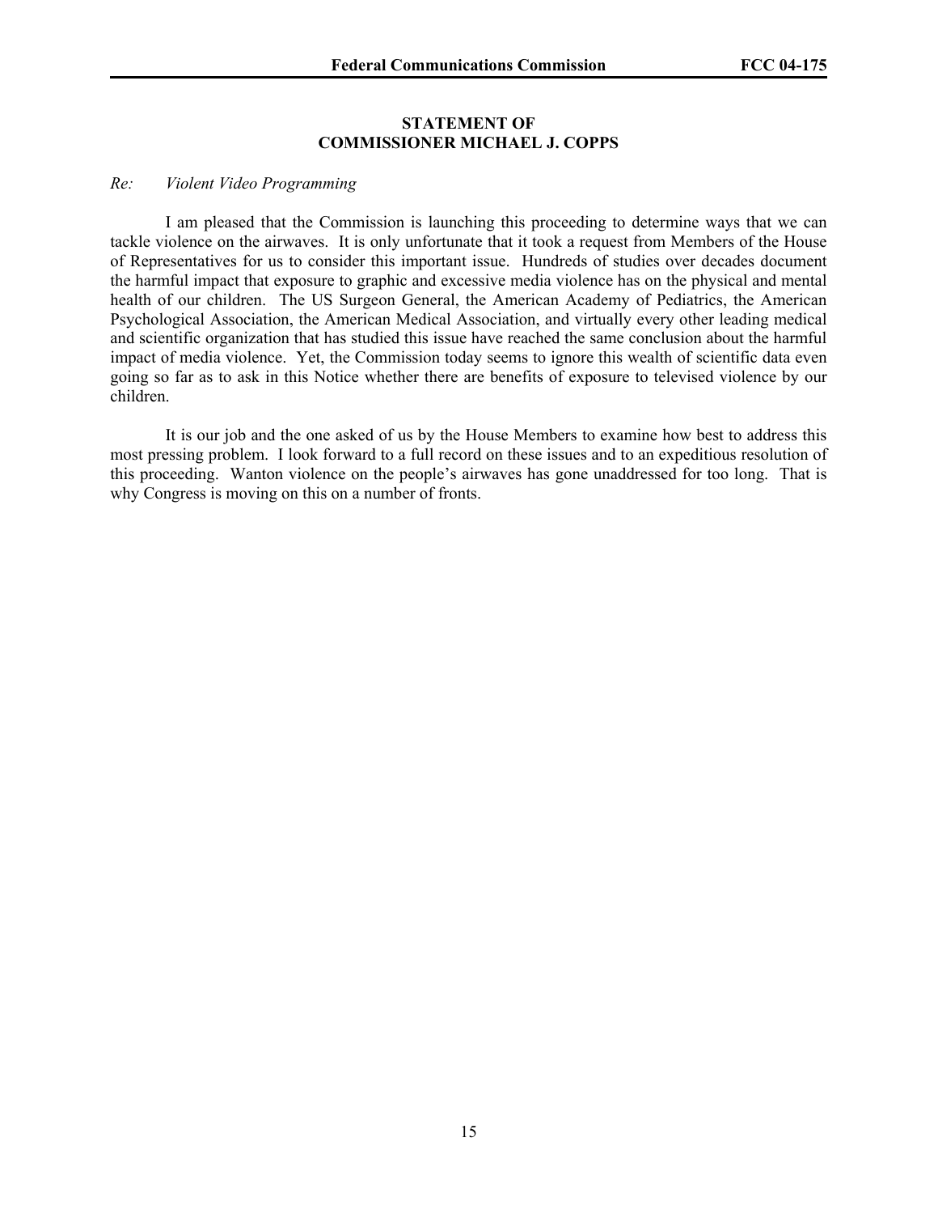## STATEMENT OF
## COMMISSIONER MICHAEL J. COPPS

*Re: Violent Video Programming*

I am pleased that the Commission is launching this proceeding to determine ways that we can tackle violence on the airwaves. It is only unfortunate that it took a request from Members of the House of Representatives for us to consider this important issue. Hundreds of studies over decades document the harmful impact that exposure to graphic and excessive media violence has on the physical and mental health of our children. The US Surgeon General, the American Academy of Pediatrics, the American Psychological Association, the American Medical Association, and virtually every other leading medical and scientific organization that has studied this issue have reached the same conclusion about the harmful impact of media violence. Yet, the Commission today seems to ignore this wealth of scientific data even going so far as to ask in this Notice whether there are benefits of exposure to televised violence by our children.

It is our job and the one asked of us by the House Members to examine how best to address this most pressing problem. I look forward to a full record on these issues and to an expeditious resolution of this proceeding. Wanton violence on the people's airwaves has gone unaddressed for too long. That is why Congress is moving on this on a number of fronts.